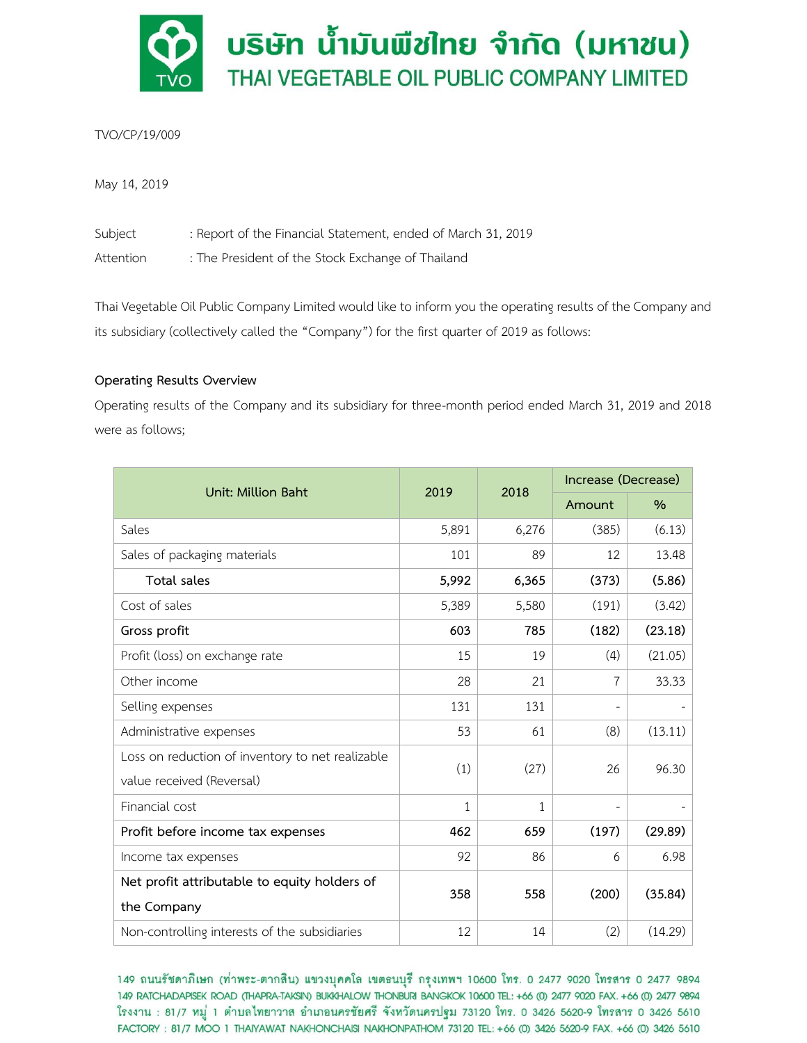# บริษัท น้ำมันพืชไทย จำกัด (มหาชน)
# THAI VEGETABLE OIL PUBLIC COMPANY LIMITED

TVO/CP/19/009

May 14, 2019

Subject : Report of the Financial Statement, ended of March 31, 2019

Attention : The President of the Stock Exchange of Thailand

Thai Vegetable Oil Public Company Limited would like to inform you the operating results of the Company and its subsidiary (collectively called the "Company") for the first quarter of 2019 as follows:

**Operating Results Overview**

Operating results of the Company and its subsidiary for three-month period ended March 31, 2019 and 2018 were as follows;

| Unit: Million Baht | 2019 | 2018 | Increase (Decrease) | |
|---|---|---|---|---|
| | | | Amount | % |
| Sales | 5,891 | 6,276 | (385) | (6.13) |
| Sales of packaging materials | 101 | 89 | 12 | 13.48 |
| **Total sales** | **5,992** | **6,365** | **(373)** | **(5.86)** |
| Cost of sales | 5,389 | 5,580 | (191) | (3.42) |
| **Gross profit** | **603** | **785** | **(182)** | **(23.18)** |
| Profit (loss) on exchange rate | 15 | 19 | (4) | (21.05) |
| Other income | 28 | 21 | 7 | 33.33 |
| Selling expenses | 131 | 131 | - | - |
| Administrative expenses | 53 | 61 | (8) | (13.11) |
| Loss on reduction of inventory to net realizable value received (Reversal) | (1) | (27) | 26 | 96.30 |
| Financial cost | 1 | 1 | - | - |
| **Profit before income tax expenses** | **462** | **659** | **(197)** | **(29.89)** |
| Income tax expenses | 92 | 86 | 6 | 6.98 |
| **Net profit attributable to equity holders of the Company** | **358** | **558** | **(200)** | **(35.84)** |
| Non-controlling interests of the subsidiaries | 12 | 14 | (2) | (14.29) |

149 ถนนรัชดาภิเษก (ท่าพระ-ตากสิน) แขวงบุคคโล เขตธนบุรี กรุงเทพฯ 10600 โทร. 0 2477 9020 โทรสาร 0 2477 9894
149 RATCHADAPISEK ROAD (THAPRA-TAKSIN) BUKKHALOW THONBURI BANGKOK 10600 TEL: +66 (0) 2477 9020 FAX. +66 (0) 2477 9894
โรงงาน : 81/7 หมู่ 1 ตำบลไทยาวาส อำเภอนครชัยศรี จังหวัดนครปฐม 73120 โทร. 0 3426 5620-9 โทรสาร 0 3426 5610
FACTORY : 81/7 MOO 1 THAIYAWAT NAKHONCHAISI NAKHONPATHOM 73120 TEL: +66 (0) 3426 5620-9 FAX. +66 (0) 3426 5610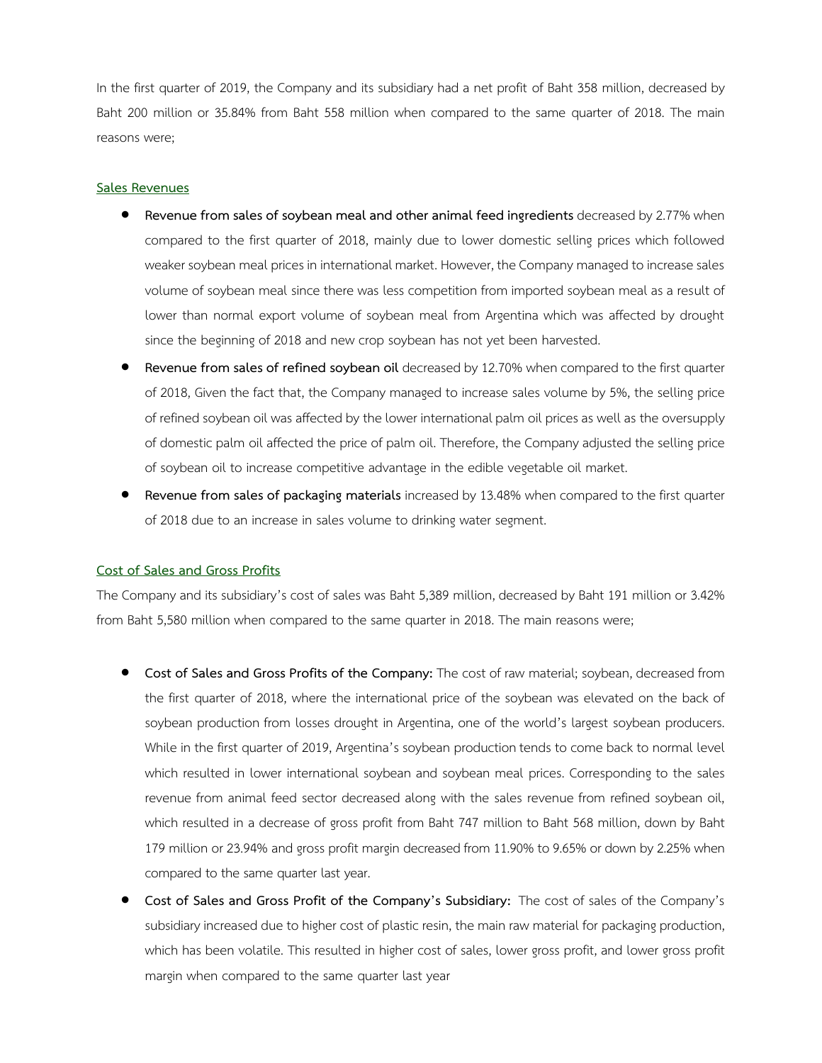In the first quarter of 2019, the Company and its subsidiary had a net profit of Baht 358 million, decreased by Baht 200 million or 35.84% from Baht 558 million when compared to the same quarter of 2018. The main reasons were;

## Sales Revenues

- **Revenue from sales of soybean meal and other animal feed ingredients** decreased by 2.77% when compared to the first quarter of 2018, mainly due to lower domestic selling prices which followed weaker soybean meal prices in international market. However, the Company managed to increase sales volume of soybean meal since there was less competition from imported soybean meal as a result of lower than normal export volume of soybean meal from Argentina which was affected by drought since the beginning of 2018 and new crop soybean has not yet been harvested.
- **Revenue from sales of refined soybean oil** decreased by 12.70% when compared to the first quarter of 2018, Given the fact that, the Company managed to increase sales volume by 5%, the selling price of refined soybean oil was affected by the lower international palm oil prices as well as the oversupply of domestic palm oil affected the price of palm oil. Therefore, the Company adjusted the selling price of soybean oil to increase competitive advantage in the edible vegetable oil market.
- **Revenue from sales of packaging materials** increased by 13.48% when compared to the first quarter of 2018 due to an increase in sales volume to drinking water segment.

## Cost of Sales and Gross Profits

The Company and its subsidiary's cost of sales was Baht 5,389 million, decreased by Baht 191 million or 3.42% from Baht 5,580 million when compared to the same quarter in 2018. The main reasons were;

- **Cost of Sales and Gross Profits of the Company:** The cost of raw material; soybean, decreased from the first quarter of 2018, where the international price of the soybean was elevated on the back of soybean production from losses drought in Argentina, one of the world's largest soybean producers. While in the first quarter of 2019, Argentina's soybean production tends to come back to normal level which resulted in lower international soybean and soybean meal prices. Corresponding to the sales revenue from animal feed sector decreased along with the sales revenue from refined soybean oil, which resulted in a decrease of gross profit from Baht 747 million to Baht 568 million, down by Baht 179 million or 23.94% and gross profit margin decreased from 11.90% to 9.65% or down by 2.25% when compared to the same quarter last year.
- **Cost of Sales and Gross Profit of the Company's Subsidiary:** The cost of sales of the Company's subsidiary increased due to higher cost of plastic resin, the main raw material for packaging production, which has been volatile. This resulted in higher cost of sales, lower gross profit, and lower gross profit margin when compared to the same quarter last year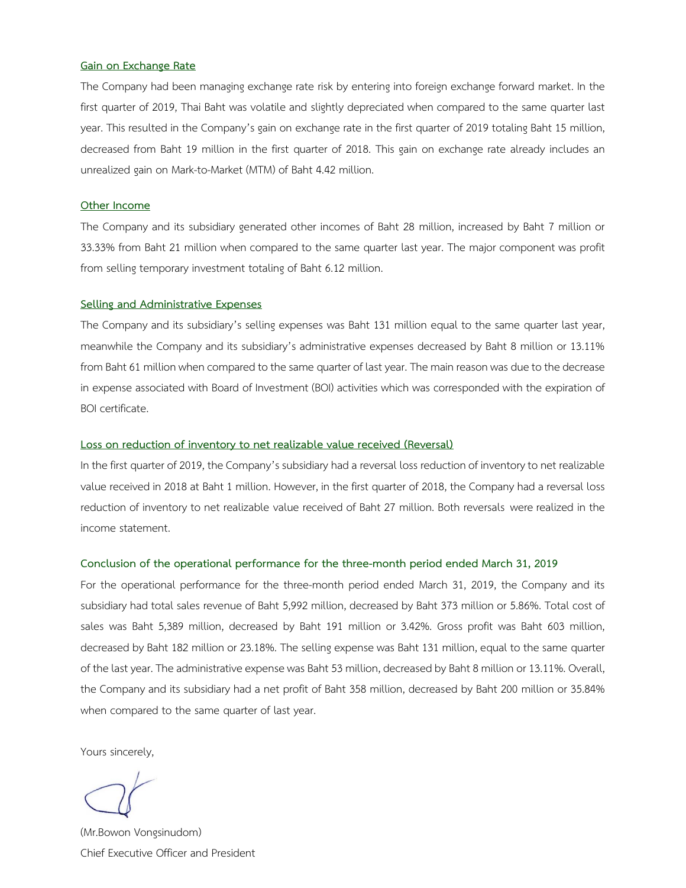### Gain on Exchange Rate

The Company had been managing exchange rate risk by entering into foreign exchange forward market. In the first quarter of 2019, Thai Baht was volatile and slightly depreciated when compared to the same quarter last year. This resulted in the Company's gain on exchange rate in the first quarter of 2019 totaling Baht 15 million, decreased from Baht 19 million in the first quarter of 2018. This gain on exchange rate already includes an unrealized gain on Mark-to-Market (MTM) of Baht 4.42 million.

### Other Income

The Company and its subsidiary generated other incomes of Baht 28 million, increased by Baht 7 million or 33.33% from Baht 21 million when compared to the same quarter last year. The major component was profit from selling temporary investment totaling of Baht 6.12 million.

### Selling and Administrative Expenses

The Company and its subsidiary's selling expenses was Baht 131 million equal to the same quarter last year, meanwhile the Company and its subsidiary's administrative expenses decreased by Baht 8 million or 13.11% from Baht 61 million when compared to the same quarter of last year. The main reason was due to the decrease in expense associated with Board of Investment (BOI) activities which was corresponded with the expiration of BOI certificate.

### Loss on reduction of inventory to net realizable value received (Reversal)

In the first quarter of 2019, the Company's subsidiary had a reversal loss reduction of inventory to net realizable value received in 2018 at Baht 1 million. However, in the first quarter of 2018, the Company had a reversal loss reduction of inventory to net realizable value received of Baht 27 million. Both reversals were realized in the income statement.

### Conclusion of the operational performance for the three-month period ended March 31, 2019

For the operational performance for the three-month period ended March 31, 2019, the Company and its subsidiary had total sales revenue of Baht 5,992 million, decreased by Baht 373 million or 5.86%. Total cost of sales was Baht 5,389 million, decreased by Baht 191 million or 3.42%. Gross profit was Baht 603 million, decreased by Baht 182 million or 23.18%. The selling expense was Baht 131 million, equal to the same quarter of the last year. The administrative expense was Baht 53 million, decreased by Baht 8 million or 13.11%. Overall, the Company and its subsidiary had a net profit of Baht 358 million, decreased by Baht 200 million or 35.84% when compared to the same quarter of last year.

Yours sincerely,

(Mr.Bowon Vongsinudom)

Chief Executive Officer and President